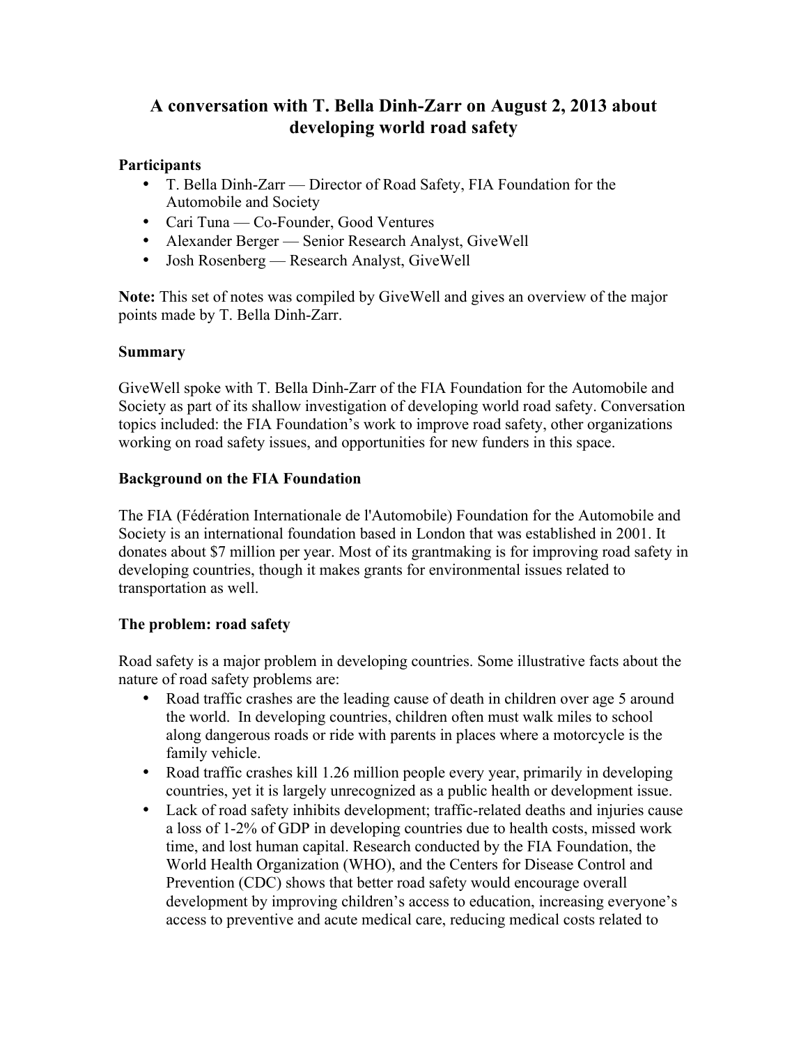# A conversation with T. Bella Dinh-Zarr on August 2, 2013 about developing world road safety

**Participants**

- T. Bella Dinh-Zarr — Director of Road Safety, FIA Foundation for the Automobile and Society
- Cari Tuna — Co-Founder, Good Ventures
- Alexander Berger — Senior Research Analyst, GiveWell
- Josh Rosenberg — Research Analyst, GiveWell

**Note:** This set of notes was compiled by GiveWell and gives an overview of the major points made by T. Bella Dinh-Zarr.

**Summary**

GiveWell spoke with T. Bella Dinh-Zarr of the FIA Foundation for the Automobile and Society as part of its shallow investigation of developing world road safety. Conversation topics included: the FIA Foundation's work to improve road safety, other organizations working on road safety issues, and opportunities for new funders in this space.

**Background on the FIA Foundation**

The FIA (Fédération Internationale de l'Automobile) Foundation for the Automobile and Society is an international foundation based in London that was established in 2001. It donates about $7 million per year. Most of its grantmaking is for improving road safety in developing countries, though it makes grants for environmental issues related to transportation as well.

**The problem: road safety**

Road safety is a major problem in developing countries. Some illustrative facts about the nature of road safety problems are:

- Road traffic crashes are the leading cause of death in children over age 5 around the world. In developing countries, children often must walk miles to school along dangerous roads or ride with parents in places where a motorcycle is the family vehicle.
- Road traffic crashes kill 1.26 million people every year, primarily in developing countries, yet it is largely unrecognized as a public health or development issue.
- Lack of road safety inhibits development; traffic-related deaths and injuries cause a loss of 1-2% of GDP in developing countries due to health costs, missed work time, and lost human capital. Research conducted by the FIA Foundation, the World Health Organization (WHO), and the Centers for Disease Control and Prevention (CDC) shows that better road safety would encourage overall development by improving children's access to education, increasing everyone's access to preventive and acute medical care, reducing medical costs related to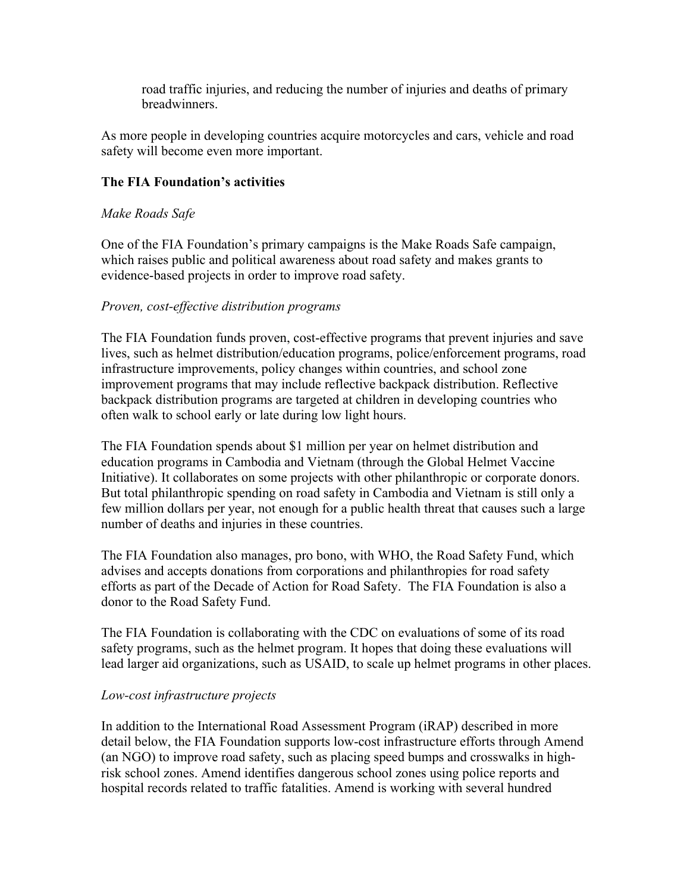road traffic injuries, and reducing the number of injuries and deaths of primary breadwinners.

As more people in developing countries acquire motorcycles and cars, vehicle and road safety will become even more important.

**The FIA Foundation's activities**

*Make Roads Safe*

One of the FIA Foundation's primary campaigns is the Make Roads Safe campaign, which raises public and political awareness about road safety and makes grants to evidence-based projects in order to improve road safety.

*Proven, cost-effective distribution programs*

The FIA Foundation funds proven, cost-effective programs that prevent injuries and save lives, such as helmet distribution/education programs, police/enforcement programs, road infrastructure improvements, policy changes within countries, and school zone improvement programs that may include reflective backpack distribution. Reflective backpack distribution programs are targeted at children in developing countries who often walk to school early or late during low light hours.

The FIA Foundation spends about $1 million per year on helmet distribution and education programs in Cambodia and Vietnam (through the Global Helmet Vaccine Initiative). It collaborates on some projects with other philanthropic or corporate donors. But total philanthropic spending on road safety in Cambodia and Vietnam is still only a few million dollars per year, not enough for a public health threat that causes such a large number of deaths and injuries in these countries.

The FIA Foundation also manages, pro bono, with WHO, the Road Safety Fund, which advises and accepts donations from corporations and philanthropies for road safety efforts as part of the Decade of Action for Road Safety. The FIA Foundation is also a donor to the Road Safety Fund.

The FIA Foundation is collaborating with the CDC on evaluations of some of its road safety programs, such as the helmet program. It hopes that doing these evaluations will lead larger aid organizations, such as USAID, to scale up helmet programs in other places.

*Low-cost infrastructure projects*

In addition to the International Road Assessment Program (iRAP) described in more detail below, the FIA Foundation supports low-cost infrastructure efforts through Amend (an NGO) to improve road safety, such as placing speed bumps and crosswalks in high-risk school zones. Amend identifies dangerous school zones using police reports and hospital records related to traffic fatalities. Amend is working with several hundred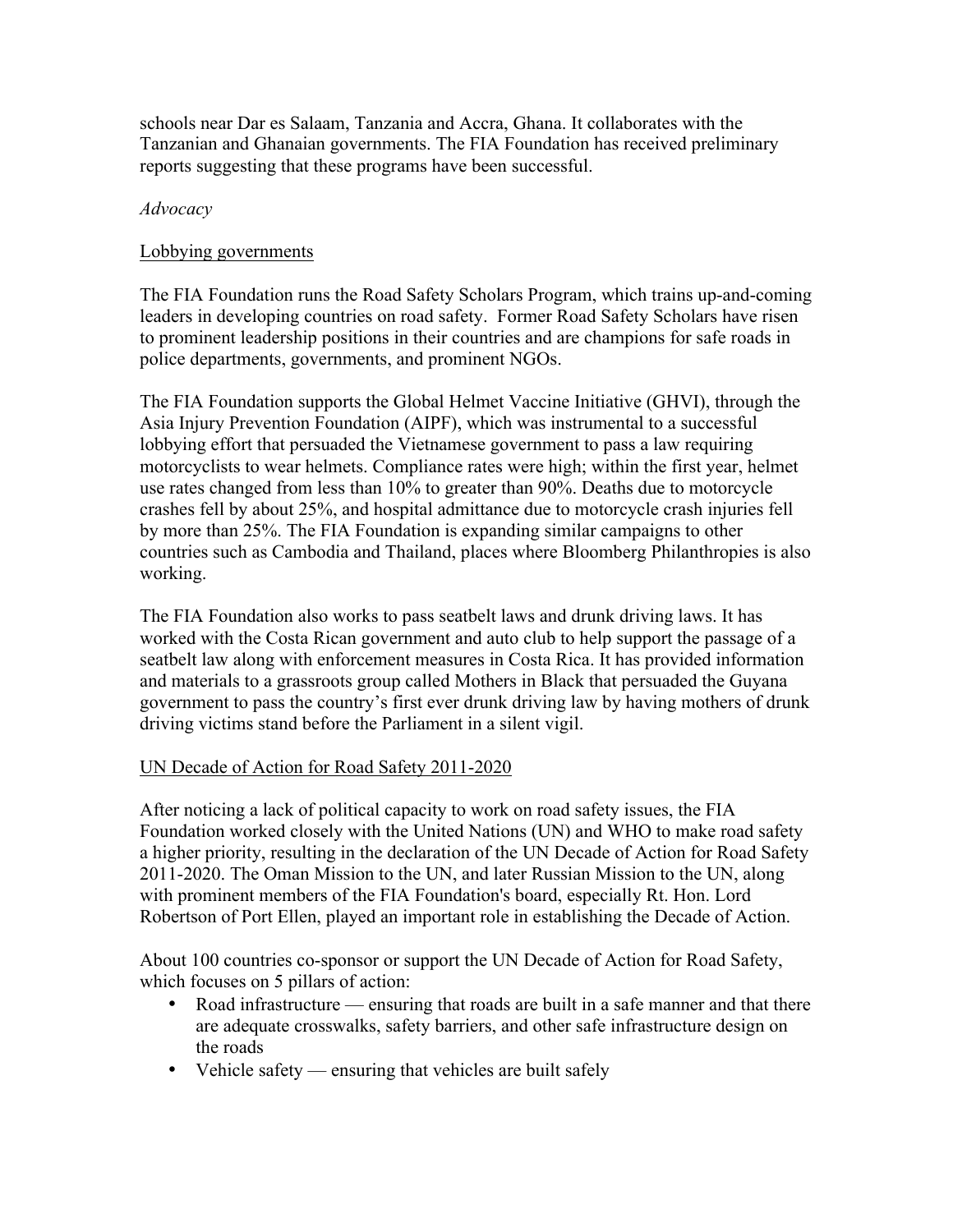schools near Dar es Salaam, Tanzania and Accra, Ghana. It collaborates with the Tanzanian and Ghanaian governments. The FIA Foundation has received preliminary reports suggesting that these programs have been successful.

*Advocacy*

<u>Lobbying governments</u>

The FIA Foundation runs the Road Safety Scholars Program, which trains up-and-coming leaders in developing countries on road safety. Former Road Safety Scholars have risen to prominent leadership positions in their countries and are champions for safe roads in police departments, governments, and prominent NGOs.

The FIA Foundation supports the Global Helmet Vaccine Initiative (GHVI), through the Asia Injury Prevention Foundation (AIPF), which was instrumental to a successful lobbying effort that persuaded the Vietnamese government to pass a law requiring motorcyclists to wear helmets. Compliance rates were high; within the first year, helmet use rates changed from less than 10% to greater than 90%. Deaths due to motorcycle crashes fell by about 25%, and hospital admittance due to motorcycle crash injuries fell by more than 25%. The FIA Foundation is expanding similar campaigns to other countries such as Cambodia and Thailand, places where Bloomberg Philanthropies is also working.

The FIA Foundation also works to pass seatbelt laws and drunk driving laws. It has worked with the Costa Rican government and auto club to help support the passage of a seatbelt law along with enforcement measures in Costa Rica. It has provided information and materials to a grassroots group called Mothers in Black that persuaded the Guyana government to pass the country's first ever drunk driving law by having mothers of drunk driving victims stand before the Parliament in a silent vigil.

<u>UN Decade of Action for Road Safety 2011-2020</u>

After noticing a lack of political capacity to work on road safety issues, the FIA Foundation worked closely with the United Nations (UN) and WHO to make road safety a higher priority, resulting in the declaration of the UN Decade of Action for Road Safety 2011-2020. The Oman Mission to the UN, and later Russian Mission to the UN, along with prominent members of the FIA Foundation's board, especially Rt. Hon. Lord Robertson of Port Ellen, played an important role in establishing the Decade of Action.

About 100 countries co-sponsor or support the UN Decade of Action for Road Safety, which focuses on 5 pillars of action:

- Road infrastructure — ensuring that roads are built in a safe manner and that there are adequate crosswalks, safety barriers, and other safe infrastructure design on the roads
- Vehicle safety — ensuring that vehicles are built safely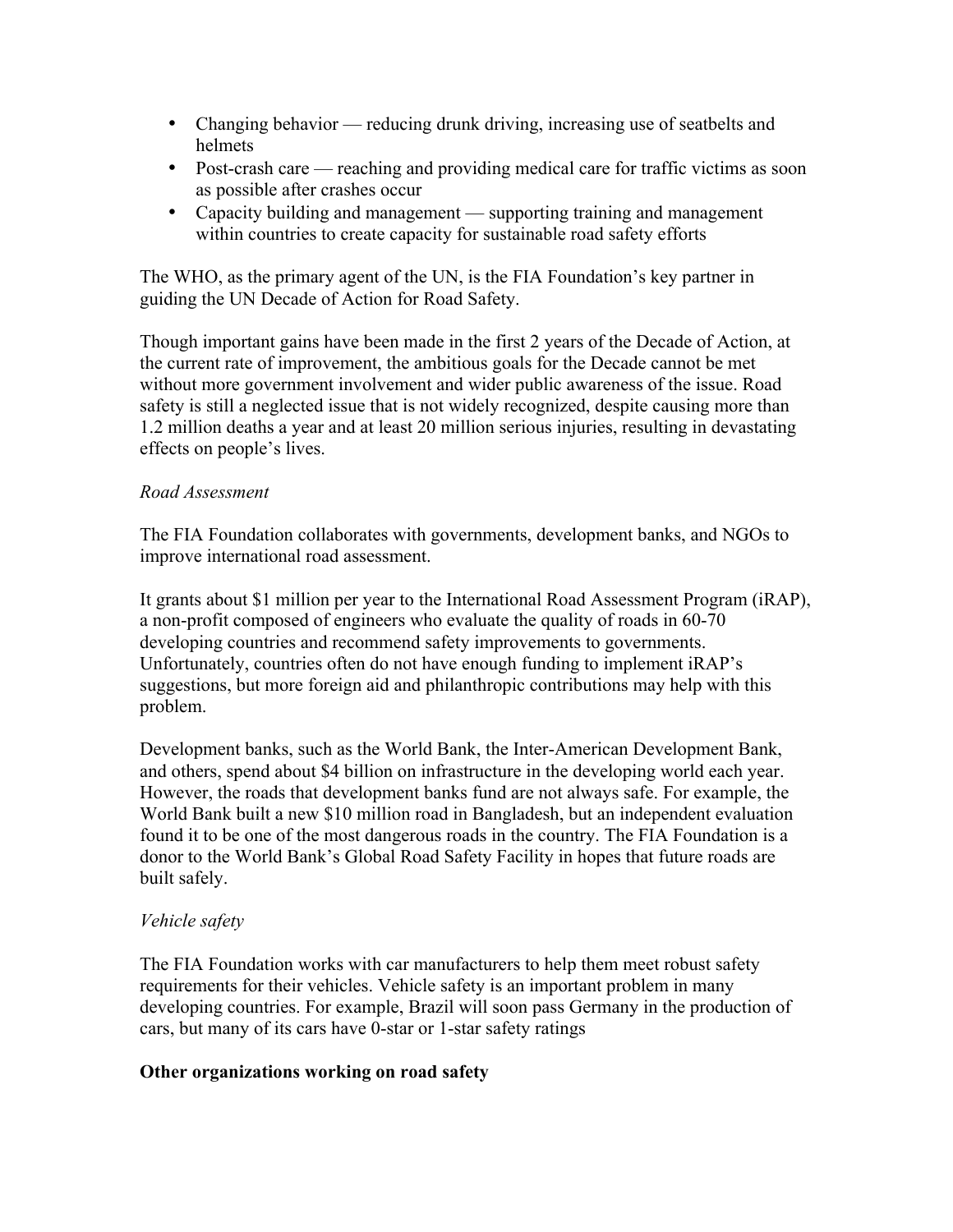- Changing behavior — reducing drunk driving, increasing use of seatbelts and helmets
- Post-crash care — reaching and providing medical care for traffic victims as soon as possible after crashes occur
- Capacity building and management — supporting training and management within countries to create capacity for sustainable road safety efforts

The WHO, as the primary agent of the UN, is the FIA Foundation's key partner in guiding the UN Decade of Action for Road Safety.

Though important gains have been made in the first 2 years of the Decade of Action, at the current rate of improvement, the ambitious goals for the Decade cannot be met without more government involvement and wider public awareness of the issue. Road safety is still a neglected issue that is not widely recognized, despite causing more than 1.2 million deaths a year and at least 20 million serious injuries, resulting in devastating effects on people's lives.

*Road Assessment*

The FIA Foundation collaborates with governments, development banks, and NGOs to improve international road assessment.

It grants about $1 million per year to the International Road Assessment Program (iRAP), a non-profit composed of engineers who evaluate the quality of roads in 60-70 developing countries and recommend safety improvements to governments. Unfortunately, countries often do not have enough funding to implement iRAP's suggestions, but more foreign aid and philanthropic contributions may help with this problem.

Development banks, such as the World Bank, the Inter-American Development Bank, and others, spend about $4 billion on infrastructure in the developing world each year. However, the roads that development banks fund are not always safe. For example, the World Bank built a new $10 million road in Bangladesh, but an independent evaluation found it to be one of the most dangerous roads in the country. The FIA Foundation is a donor to the World Bank's Global Road Safety Facility in hopes that future roads are built safely.

*Vehicle safety*

The FIA Foundation works with car manufacturers to help them meet robust safety requirements for their vehicles. Vehicle safety is an important problem in many developing countries. For example, Brazil will soon pass Germany in the production of cars, but many of its cars have 0-star or 1-star safety ratings

**Other organizations working on road safety**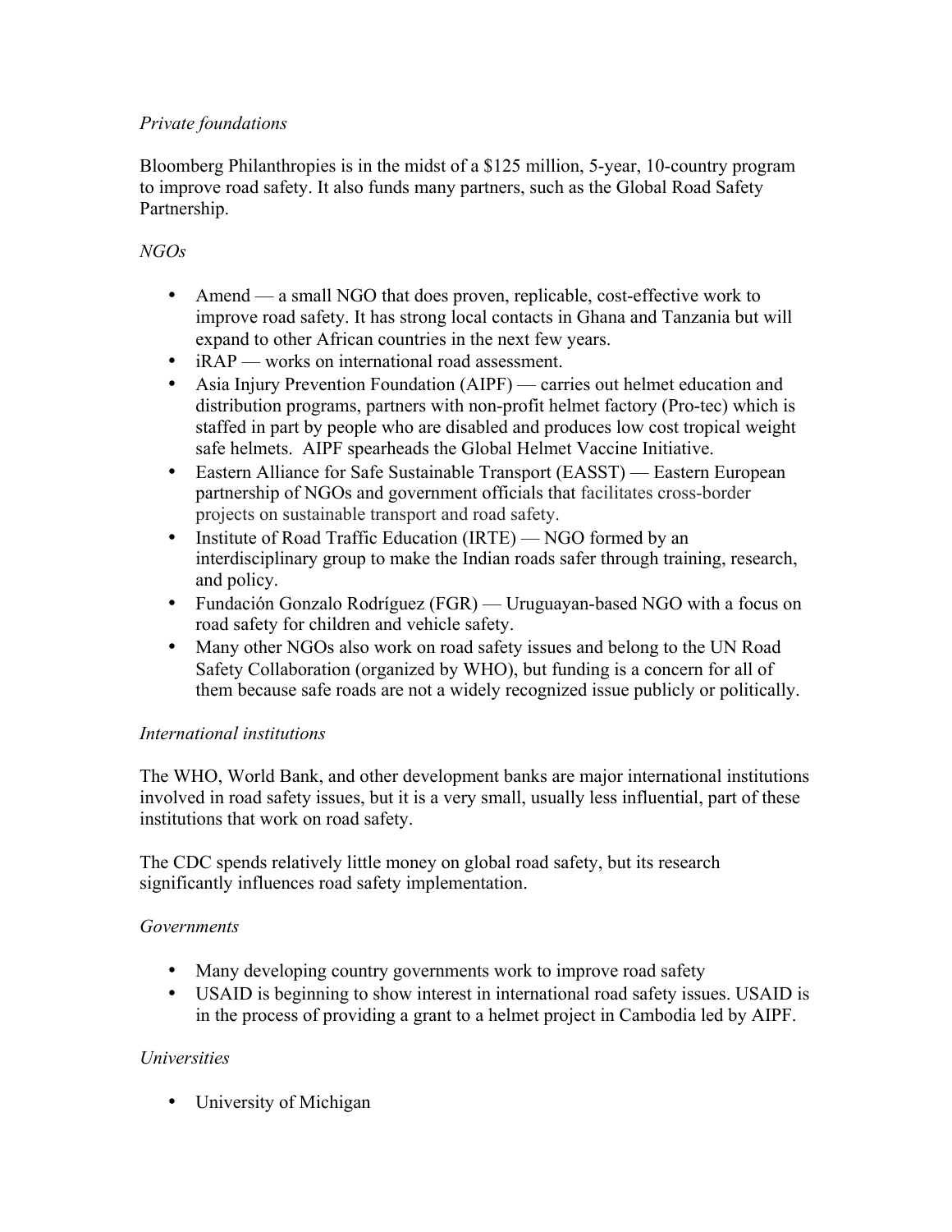*Private foundations*

Bloomberg Philanthropies is in the midst of a $125 million, 5-year, 10-country program to improve road safety. It also funds many partners, such as the Global Road Safety Partnership.

*NGOs*

- Amend — a small NGO that does proven, replicable, cost-effective work to improve road safety. It has strong local contacts in Ghana and Tanzania but will expand to other African countries in the next few years.
- iRAP — works on international road assessment.
- Asia Injury Prevention Foundation (AIPF) — carries out helmet education and distribution programs, partners with non-profit helmet factory (Pro-tec) which is staffed in part by people who are disabled and produces low cost tropical weight safe helmets. AIPF spearheads the Global Helmet Vaccine Initiative.
- Eastern Alliance for Safe Sustainable Transport (EASST) — Eastern European partnership of NGOs and government officials that facilitates cross-border projects on sustainable transport and road safety.
- Institute of Road Traffic Education (IRTE) — NGO formed by an interdisciplinary group to make the Indian roads safer through training, research, and policy.
- Fundación Gonzalo Rodríguez (FGR) — Uruguayan-based NGO with a focus on road safety for children and vehicle safety.
- Many other NGOs also work on road safety issues and belong to the UN Road Safety Collaboration (organized by WHO), but funding is a concern for all of them because safe roads are not a widely recognized issue publicly or politically.

*International institutions*

The WHO, World Bank, and other development banks are major international institutions involved in road safety issues, but it is a very small, usually less influential, part of these institutions that work on road safety.

The CDC spends relatively little money on global road safety, but its research significantly influences road safety implementation.

*Governments*

- Many developing country governments work to improve road safety
- USAID is beginning to show interest in international road safety issues. USAID is in the process of providing a grant to a helmet project in Cambodia led by AIPF.

*Universities*

- University of Michigan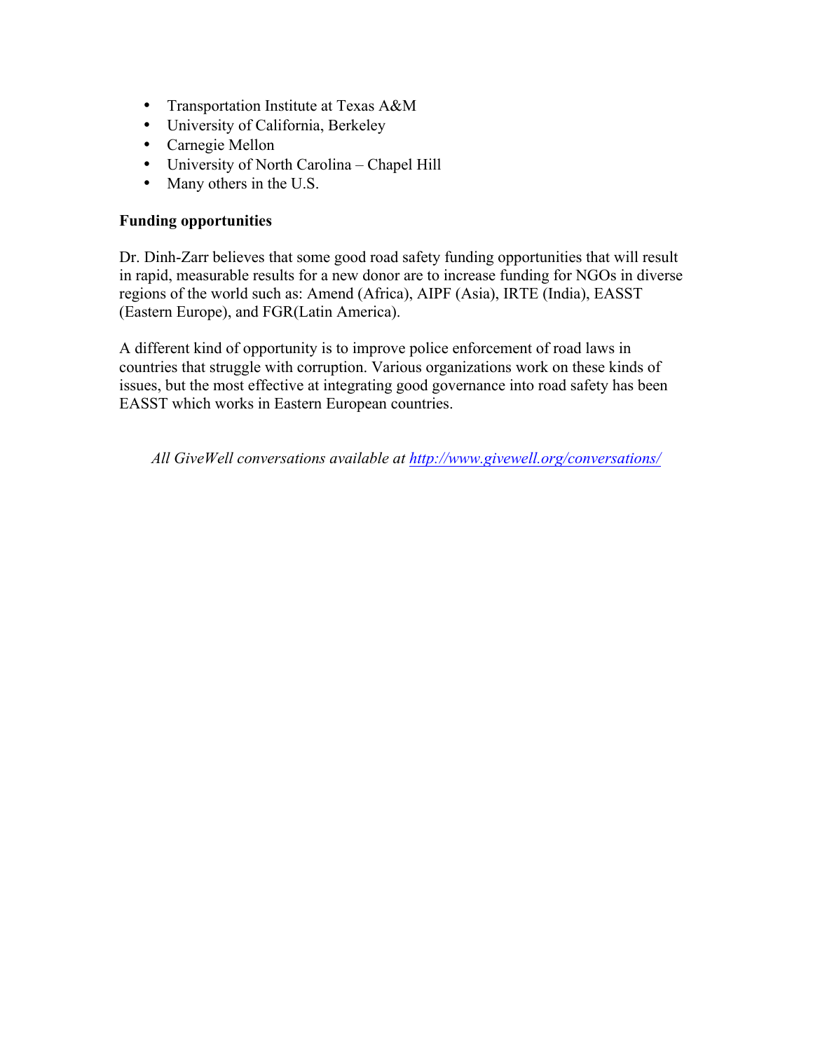- Transportation Institute at Texas A&M
- University of California, Berkeley
- Carnegie Mellon
- University of North Carolina – Chapel Hill
- Many others in the U.S.

**Funding opportunities**

Dr. Dinh-Zarr believes that some good road safety funding opportunities that will result in rapid, measurable results for a new donor are to increase funding for NGOs in diverse regions of the world such as: Amend (Africa), AIPF (Asia), IRTE (India), EASST (Eastern Europe), and FGR(Latin America).

A different kind of opportunity is to improve police enforcement of road laws in countries that struggle with corruption. Various organizations work on these kinds of issues, but the most effective at integrating good governance into road safety has been EASST which works in Eastern European countries.

*All GiveWell conversations available at [http://www.givewell.org/conversations/](http://www.givewell.org/conversations/)*